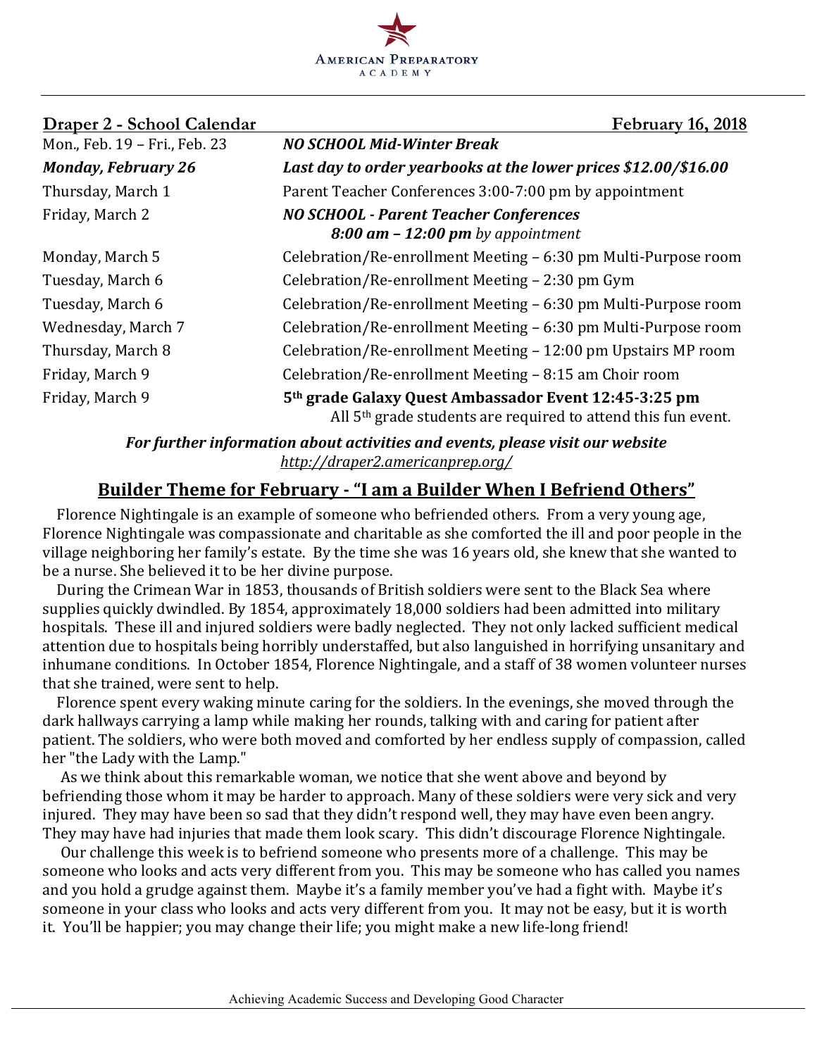AMERICAN PREPARATORY ACADEMY

## Draper 2 - School Calendar — February 16, 2018

| Date | Event |
|---|---|
| Mon., Feb. 19 – Fri., Feb. 23 | ***NO SCHOOL Mid-Winter Break*** |
| ***Monday, February 26*** | ***Last day to order yearbooks at the lower prices $12.00/$16.00*** |
| Thursday, March 1 | Parent Teacher Conferences 3:00-7:00 pm by appointment |
| Friday, March 2 | ***NO SCHOOL - Parent Teacher Conferences 8:00 am – 12:00 pm*** *by appointment* |
| Monday, March 5 | Celebration/Re-enrollment Meeting – 6:30 pm Multi-Purpose room |
| Tuesday, March 6 | Celebration/Re-enrollment Meeting – 2:30 pm Gym |
| Tuesday, March 6 | Celebration/Re-enrollment Meeting – 6:30 pm Multi-Purpose room |
| Wednesday, March 7 | Celebration/Re-enrollment Meeting – 6:30 pm Multi-Purpose room |
| Thursday, March 8 | Celebration/Re-enrollment Meeting – 12:00 pm Upstairs MP room |
| Friday, March 9 | Celebration/Re-enrollment Meeting – 8:15 am Choir room |
| Friday, March 9 | **5th grade Galaxy Quest Ambassador Event 12:45-3:25 pm** All 5th grade students are required to attend this fun event. |

***For further information about activities and events, please visit our website***
*http://draper2.americanprep.org/*

## Builder Theme for February - "I am a Builder When I Befriend Others"

Florence Nightingale is an example of someone who befriended others. From a very young age, Florence Nightingale was compassionate and charitable as she comforted the ill and poor people in the village neighboring her family's estate. By the time she was 16 years old, she knew that she wanted to be a nurse. She believed it to be her divine purpose.

During the Crimean War in 1853, thousands of British soldiers were sent to the Black Sea where supplies quickly dwindled. By 1854, approximately 18,000 soldiers had been admitted into military hospitals. These ill and injured soldiers were badly neglected. They not only lacked sufficient medical attention due to hospitals being horribly understaffed, but also languished in horrifying unsanitary and inhumane conditions. In October 1854, Florence Nightingale, and a staff of 38 women volunteer nurses that she trained, were sent to help.

Florence spent every waking minute caring for the soldiers. In the evenings, she moved through the dark hallways carrying a lamp while making her rounds, talking with and caring for patient after patient. The soldiers, who were both moved and comforted by her endless supply of compassion, called her "the Lady with the Lamp."

As we think about this remarkable woman, we notice that she went above and beyond by befriending those whom it may be harder to approach. Many of these soldiers were very sick and very injured. They may have been so sad that they didn't respond well, they may have even been angry. They may have had injuries that made them look scary. This didn't discourage Florence Nightingale.

Our challenge this week is to befriend someone who presents more of a challenge. This may be someone who looks and acts very different from you. This may be someone who has called you names and you hold a grudge against them. Maybe it's a family member you've had a fight with. Maybe it's someone in your class who looks and acts very different from you. It may not be easy, but it is worth it. You'll be happier; you may change their life; you might make a new life-long friend!

Achieving Academic Success and Developing Good Character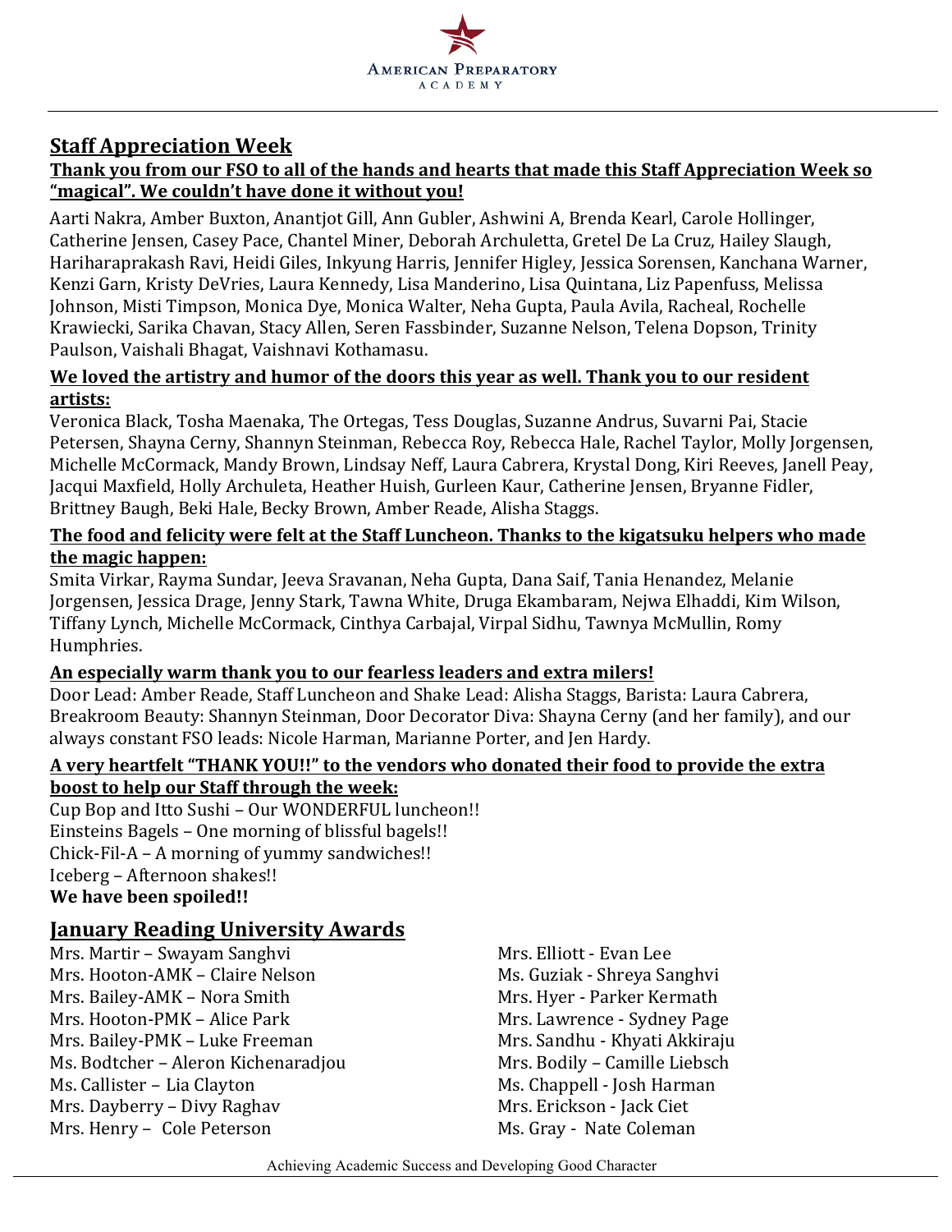## Staff Appreciation Week

**Thank you from our FSO to all of the hands and hearts that made this Staff Appreciation Week so "magical". We couldn't have done it without you!**

Aarti Nakra, Amber Buxton, Anantjot Gill, Ann Gubler, Ashwini A, Brenda Kearl, Carole Hollinger, Catherine Jensen, Casey Pace, Chantel Miner, Deborah Archuletta, Gretel De La Cruz, Hailey Slaugh, Hariharaprakash Ravi, Heidi Giles, Inkyung Harris, Jennifer Higley, Jessica Sorensen, Kanchana Warner, Kenzi Garn, Kristy DeVries, Laura Kennedy, Lisa Manderino, Lisa Quintana, Liz Papenfuss, Melissa Johnson, Misti Timpson, Monica Dye, Monica Walter, Neha Gupta, Paula Avila, Racheal, Rochelle Krawiecki, Sarika Chavan, Stacy Allen, Seren Fassbinder, Suzanne Nelson, Telena Dopson, Trinity Paulson, Vaishali Bhagat, Vaishnavi Kothamasu.

**We loved the artistry and humor of the doors this year as well. Thank you to our resident artists:**

Veronica Black, Tosha Maenaka, The Ortegas, Tess Douglas, Suzanne Andrus, Suvarni Pai, Stacie Petersen, Shayna Cerny, Shannyn Steinman, Rebecca Roy, Rebecca Hale, Rachel Taylor, Molly Jorgensen, Michelle McCormack, Mandy Brown, Lindsay Neff, Laura Cabrera, Krystal Dong, Kiri Reeves, Janell Peay, Jacqui Maxfield, Holly Archuleta, Heather Huish, Gurleen Kaur, Catherine Jensen, Bryanne Fidler, Brittney Baugh, Beki Hale, Becky Brown, Amber Reade, Alisha Staggs.

**The food and felicity were felt at the Staff Luncheon. Thanks to the kigatsuku helpers who made the magic happen:**

Smita Virkar, Rayma Sundar, Jeeva Sravanan, Neha Gupta, Dana Saif, Tania Henandez, Melanie Jorgensen, Jessica Drage, Jenny Stark, Tawna White, Druga Ekambaram, Nejwa Elhaddi, Kim Wilson, Tiffany Lynch, Michelle McCormack, Cinthya Carbajal, Virpal Sidhu, Tawnya McMullin, Romy Humphries.

**An especially warm thank you to our fearless leaders and extra milers!**

Door Lead: Amber Reade, Staff Luncheon and Shake Lead: Alisha Staggs, Barista: Laura Cabrera, Breakroom Beauty: Shannyn Steinman, Door Decorator Diva: Shayna Cerny (and her family), and our always constant FSO leads: Nicole Harman, Marianne Porter, and Jen Hardy.

**A very heartfelt "THANK YOU!!" to the vendors who donated their food to provide the extra boost to help our Staff through the week:**

Cup Bop and Itto Sushi – Our WONDERFUL luncheon!!
Einsteins Bagels – One morning of blissful bagels!!
Chick-Fil-A – A morning of yummy sandwiches!!
Iceberg – Afternoon shakes!!
**We have been spoiled!!**

## January Reading University Awards

Mrs. Martir – Swayam Sanghvi
Mrs. Hooton-AMK – Claire Nelson
Mrs. Bailey-AMK – Nora Smith
Mrs. Hooton-PMK – Alice Park
Mrs. Bailey-PMK – Luke Freeman
Ms. Bodtcher – Aleron Kichenaradjou
Ms. Callister – Lia Clayton
Mrs. Dayberry – Divy Raghav
Mrs. Henry – Cole Peterson
Mrs. Elliott - Evan Lee
Ms. Guziak - Shreya Sanghvi
Mrs. Hyer - Parker Kermath
Mrs. Lawrence - Sydney Page
Mrs. Sandhu - Khyati Akkiraju
Mrs. Bodily – Camille Liebsch
Ms. Chappell - Josh Harman
Mrs. Erickson - Jack Ciet
Ms. Gray - Nate Coleman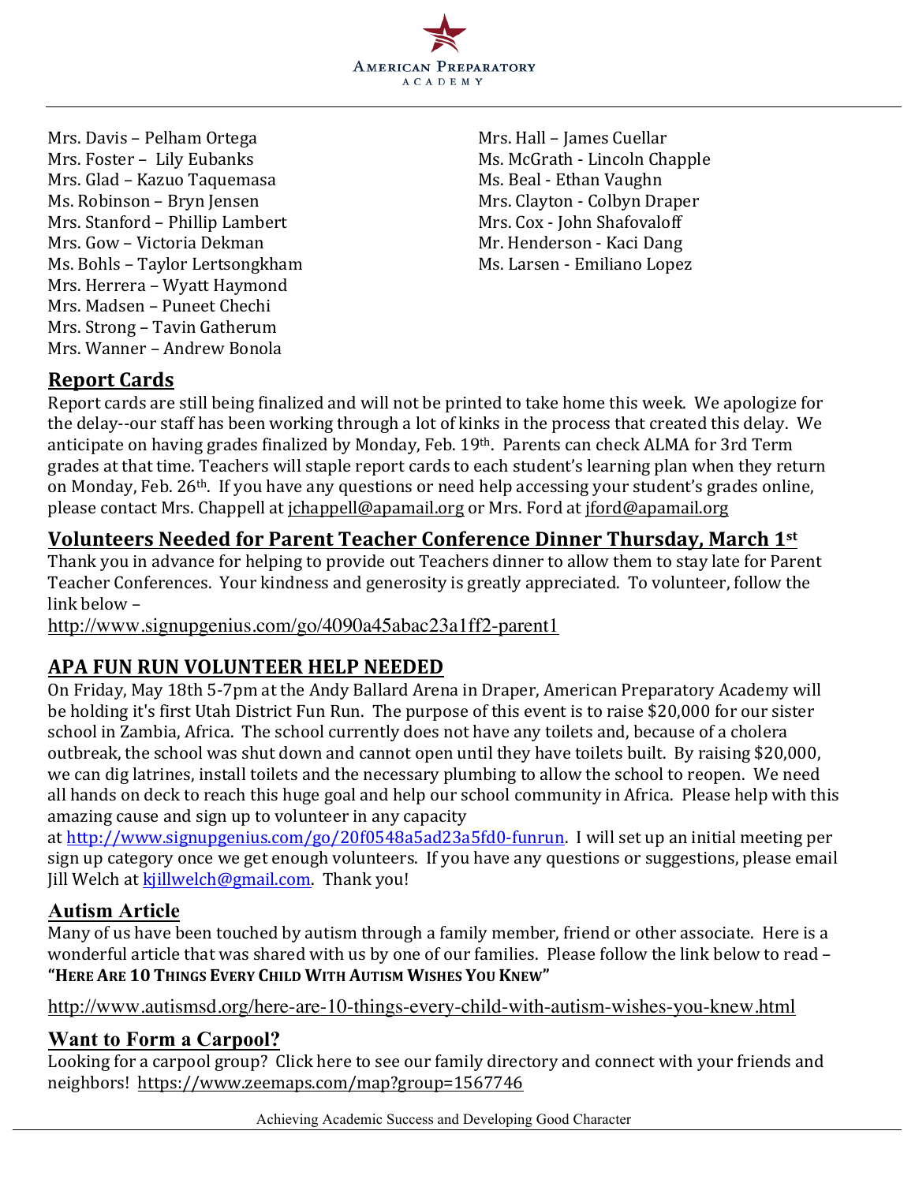Mrs. Davis – Pelham Ortega
Mrs. Foster – Lily Eubanks
Mrs. Glad – Kazuo Taquemasa
Ms. Robinson – Bryn Jensen
Mrs. Stanford – Phillip Lambert
Mrs. Gow – Victoria Dekman
Ms. Bohls – Taylor Lertsongkham
Mrs. Herrera – Wyatt Haymond
Mrs. Madsen – Puneet Chechi
Mrs. Strong – Tavin Gatherum
Mrs. Wanner – Andrew Bonola
Mrs. Hall – James Cuellar
Ms. McGrath - Lincoln Chapple
Ms. Beal - Ethan Vaughn
Mrs. Clayton - Colbyn Draper
Mrs. Cox - John Shafovaloff
Mr. Henderson - Kaci Dang
Ms. Larsen - Emiliano Lopez

## Report Cards

Report cards are still being finalized and will not be printed to take home this week. We apologize for the delay--our staff has been working through a lot of kinks in the process that created this delay. We anticipate on having grades finalized by Monday, Feb. 19th. Parents can check ALMA for 3rd Term grades at that time. Teachers will staple report cards to each student's learning plan when they return on Monday, Feb. 26th. If you have any questions or need help accessing your student's grades online, please contact Mrs. Chappell at jchappell@apamail.org or Mrs. Ford at jford@apamail.org

## Volunteers Needed for Parent Teacher Conference Dinner Thursday, March 1st

Thank you in advance for helping to provide out Teachers dinner to allow them to stay late for Parent Teacher Conferences. Your kindness and generosity is greatly appreciated. To volunteer, follow the link below –
http://www.signupgenius.com/go/4090a45abac23a1ff2-parent1

## APA FUN RUN VOLUNTEER HELP NEEDED

On Friday, May 18th 5-7pm at the Andy Ballard Arena in Draper, American Preparatory Academy will be holding it's first Utah District Fun Run. The purpose of this event is to raise $20,000 for our sister school in Zambia, Africa. The school currently does not have any toilets and, because of a cholera outbreak, the school was shut down and cannot open until they have toilets built. By raising $20,000, we can dig latrines, install toilets and the necessary plumbing to allow the school to reopen. We need all hands on deck to reach this huge goal and help our school community in Africa. Please help with this amazing cause and sign up to volunteer in any capacity at http://www.signupgenius.com/go/20f0548a5ad23a5fd0-funrun. I will set up an initial meeting per sign up category once we get enough volunteers. If you have any questions or suggestions, please email Jill Welch at kjillwelch@gmail.com. Thank you!

## Autism Article

Many of us have been touched by autism through a family member, friend or other associate. Here is a wonderful article that was shared with us by one of our families. Please follow the link below to read – **"HERE ARE 10 THINGS EVERY CHILD WITH AUTISM WISHES YOU KNEW"**

http://www.autismsd.org/here-are-10-things-every-child-with-autism-wishes-you-knew.html

## Want to Form a Carpool?

Looking for a carpool group? Click here to see our family directory and connect with your friends and neighbors! https://www.zeemaps.com/map?group=1567746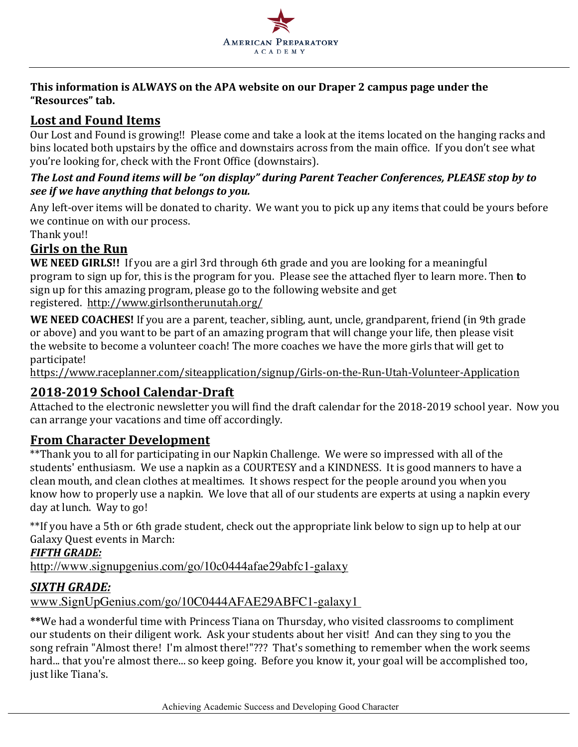**This information is ALWAYS on the APA website on our Draper 2 campus page under the "Resources" tab.**

## Lost and Found Items

Our Lost and Found is growing!! Please come and take a look at the items located on the hanging racks and bins located both upstairs by the office and downstairs across from the main office. If you don't see what you're looking for, check with the Front Office (downstairs).

***The Lost and Found items will be "on display" during Parent Teacher Conferences, PLEASE stop by to see if we have anything that belongs to you.***

Any left-over items will be donated to charity. We want you to pick up any items that could be yours before we continue on with our process.

Thank you!!

## Girls on the Run

**WE NEED GIRLS!!** If you are a girl 3rd through 6th grade and you are looking for a meaningful program to sign up for, this is the program for you. Please see the attached flyer to learn more. Then to sign up for this amazing program, please go to the following website and get registered. http://www.girlsontherunutah.org/

**WE NEED COACHES!** If you are a parent, teacher, sibling, aunt, uncle, grandparent, friend (in 9th grade or above) and you want to be part of an amazing program that will change your life, then please visit the website to become a volunteer coach! The more coaches we have the more girls that will get to participate!

https://www.raceplanner.com/siteapplication/signup/Girls-on-the-Run-Utah-Volunteer-Application

## 2018-2019 School Calendar-Draft

Attached to the electronic newsletter you will find the draft calendar for the 2018-2019 school year. Now you can arrange your vacations and time off accordingly.

## From Character Development

**Thank you to all for participating in our Napkin Challenge. We were so impressed with all of the students' enthusiasm. We use a napkin as a COURTESY and a KINDNESS. It is good manners to have a clean mouth, and clean clothes at mealtimes. It shows respect for the people around you when you know how to properly use a napkin. We love that all of our students are experts at using a napkin every day at lunch. Way to go!

**If you have a 5th or 6th grade student, check out the appropriate link below to sign up to help at our Galaxy Quest events in March:

***FIFTH GRADE:***

http://www.signupgenius.com/go/10c0444afae29abfc1-galaxy

***SIXTH GRADE:***

www.SignUpGenius.com/go/10C0444AFAE29ABFC1-galaxy1

**We had a wonderful time with Princess Tiana on Thursday, who visited classrooms to compliment our students on their diligent work. Ask your students about her visit! And can they sing to you the song refrain "Almost there! I'm almost there!"??? That's something to remember when the work seems hard... that you're almost there... so keep going. Before you know it, your goal will be accomplished too, just like Tiana's.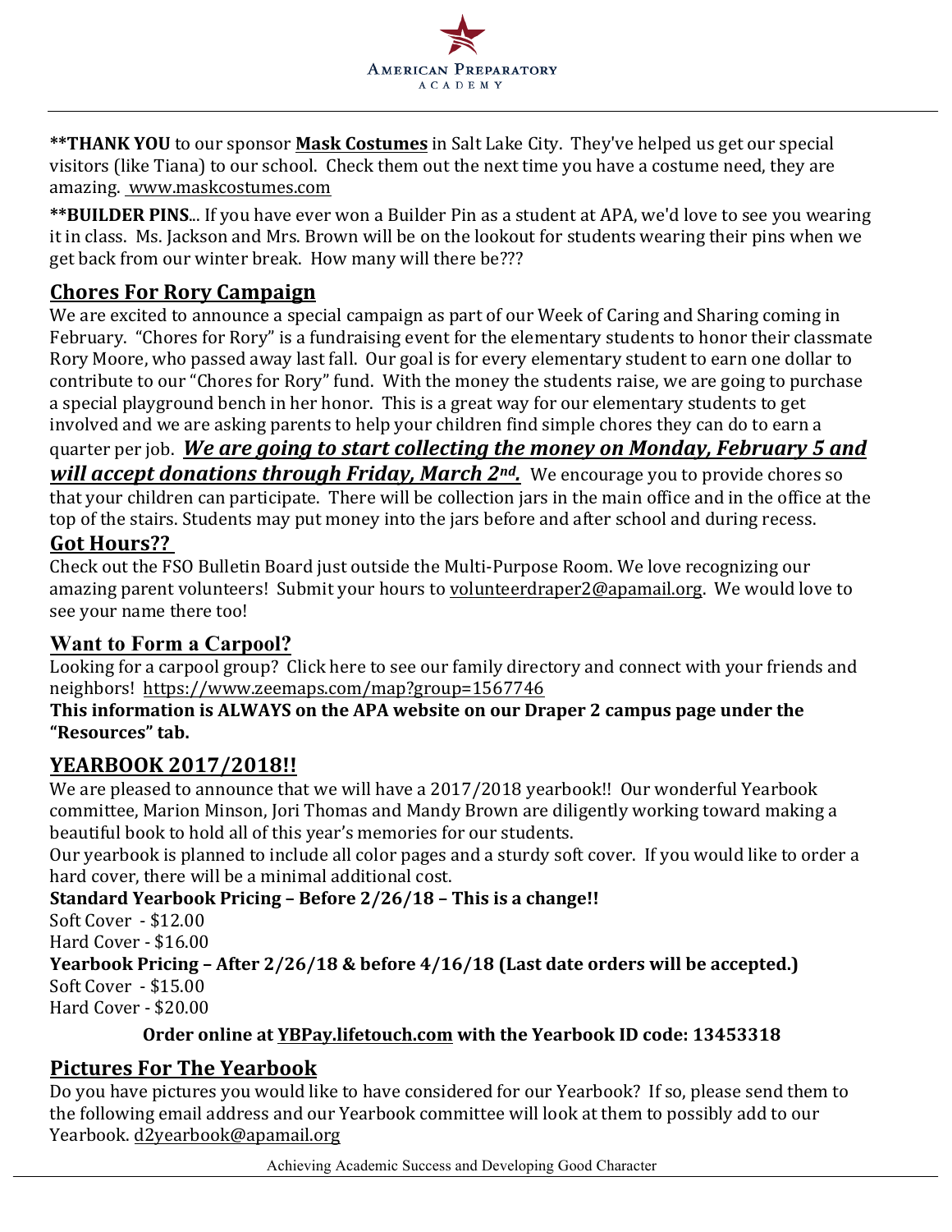**THANK YOU** to our sponsor **Mask Costumes** in Salt Lake City. They've helped us get our special visitors (like Tiana) to our school. Check them out the next time you have a costume need, they are amazing. www.maskcostumes.com

**BUILDER PINS**... If you have ever won a Builder Pin as a student at APA, we'd love to see you wearing it in class. Ms. Jackson and Mrs. Brown will be on the lookout for students wearing their pins when we get back from our winter break. How many will there be???

## Chores For Rory Campaign

We are excited to announce a special campaign as part of our Week of Caring and Sharing coming in February. "Chores for Rory" is a fundraising event for the elementary students to honor their classmate Rory Moore, who passed away last fall. Our goal is for every elementary student to earn one dollar to contribute to our "Chores for Rory" fund. With the money the students raise, we are going to purchase a special playground bench in her honor. This is a great way for our elementary students to get involved and we are asking parents to help your children find simple chores they can do to earn a quarter per job. ***We are going to start collecting the money on Monday, February 5 and will accept donations through Friday, March 2nd.*** We encourage you to provide chores so that your children can participate. There will be collection jars in the main office and in the office at the top of the stairs. Students may put money into the jars before and after school and during recess.

## Got Hours??

Check out the FSO Bulletin Board just outside the Multi-Purpose Room. We love recognizing our amazing parent volunteers! Submit your hours to volunteerdraper2@apamail.org. We would love to see your name there too!

## Want to Form a Carpool?

Looking for a carpool group? Click here to see our family directory and connect with your friends and neighbors! https://www.zeemaps.com/map?group=1567746

**This information is ALWAYS on the APA website on our Draper 2 campus page under the "Resources" tab.**

## YEARBOOK 2017/2018!!

We are pleased to announce that we will have a 2017/2018 yearbook!! Our wonderful Yearbook committee, Marion Minson, Jori Thomas and Mandy Brown are diligently working toward making a beautiful book to hold all of this year's memories for our students.

Our yearbook is planned to include all color pages and a sturdy soft cover. If you would like to order a hard cover, there will be a minimal additional cost.

**Standard Yearbook Pricing – Before 2/26/18 – This is a change!!**

Soft Cover - $12.00
Hard Cover - $16.00

**Yearbook Pricing – After 2/26/18 & before 4/16/18 (Last date orders will be accepted.)**

Soft Cover - $15.00
Hard Cover - $20.00

**Order online at YBPay.lifetouch.com with the Yearbook ID code: 13453318**

## Pictures For The Yearbook

Do you have pictures you would like to have considered for our Yearbook? If so, please send them to the following email address and our Yearbook committee will look at them to possibly add to our Yearbook. d2yearbook@apamail.org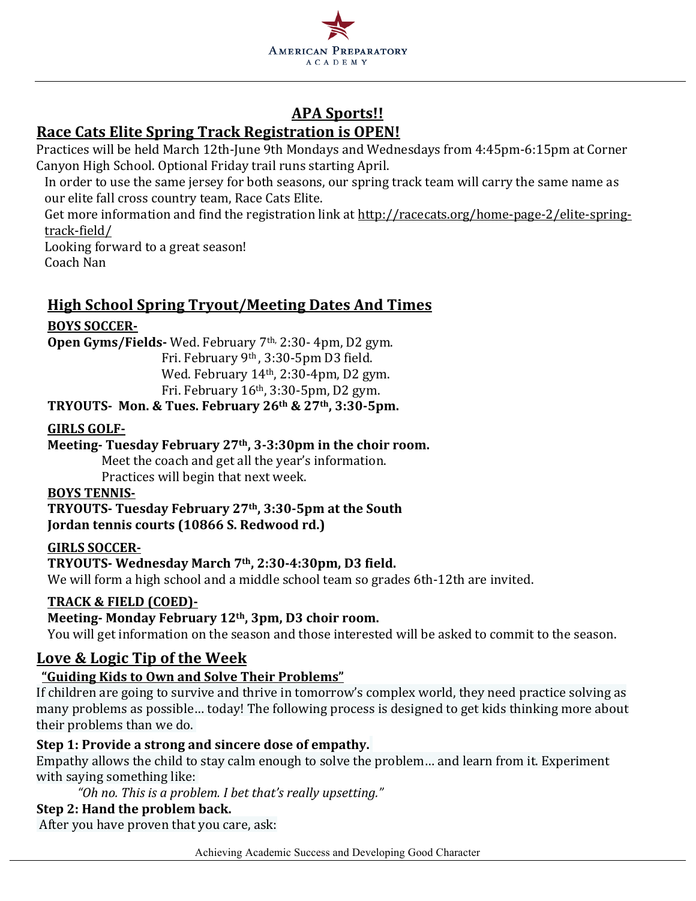## APA Sports!!

## Race Cats Elite Spring Track Registration is OPEN!

Practices will be held March 12th-June 9th Mondays and Wednesdays from 4:45pm-6:15pm at Corner Canyon High School. Optional Friday trail runs starting April.

In order to use the same jersey for both seasons, our spring track team will carry the same name as our elite fall cross country team, Race Cats Elite.

Get more information and find the registration link at http://racecats.org/home-page-2/elite-spring-track-field/

Looking forward to a great season!

Coach Nan

## High School Spring Tryout/Meeting Dates And Times

**BOYS SOCCER-**

**Open Gyms/Fields-** Wed. February 7th, 2:30- 4pm, D2 gym.
Fri. February 9th, 3:30-5pm D3 field.
Wed. February 14th, 2:30-4pm, D2 gym.
Fri. February 16th, 3:30-5pm, D2 gym.

**TRYOUTS- Mon. & Tues. February 26th & 27th, 3:30-5pm.**

**GIRLS GOLF-**

**Meeting- Tuesday February 27th, 3-3:30pm in the choir room.**
Meet the coach and get all the year's information.
Practices will begin that next week.

**BOYS TENNIS-**

**TRYOUTS- Tuesday February 27th, 3:30-5pm at the South Jordan tennis courts (10866 S. Redwood rd.)**

**GIRLS SOCCER-**

**TRYOUTS- Wednesday March 7th, 2:30-4:30pm, D3 field.**
We will form a high school and a middle school team so grades 6th-12th are invited.

**TRACK & FIELD (COED)-**

**Meeting- Monday February 12th, 3pm, D3 choir room.**
You will get information on the season and those interested will be asked to commit to the season.

## Love & Logic Tip of the Week

**"Guiding Kids to Own and Solve Their Problems"**

If children are going to survive and thrive in tomorrow's complex world, they need practice solving as many problems as possible… today! The following process is designed to get kids thinking more about their problems than we do.

**Step 1: Provide a strong and sincere dose of empathy.**

Empathy allows the child to stay calm enough to solve the problem… and learn from it. Experiment with saying something like:

*"Oh no. This is a problem. I bet that's really upsetting."*

**Step 2: Hand the problem back.**

After you have proven that you care, ask: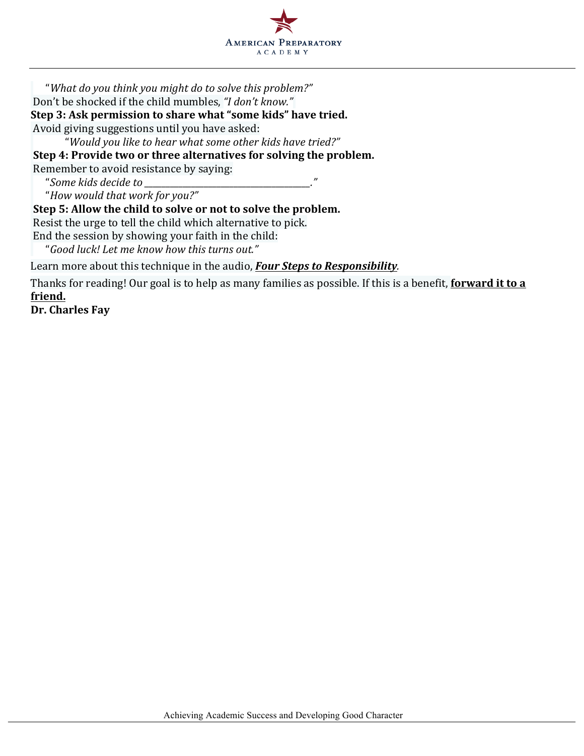"*What do you think you might do to solve this problem?"*

Don't be shocked if the child mumbles, *"I don't know."*

**Step 3: Ask permission to share what "some kids" have tried.**

Avoid giving suggestions until you have asked:

"*Would you like to hear what some other kids have tried?"*

**Step 4: Provide two or three alternatives for solving the problem.**

Remember to avoid resistance by saying:

"*Some kids decide to \_\_\_\_\_\_\_\_\_\_\_\_\_\_\_\_\_\_\_\_\_\_\_\_\_\_\_\_\_\_\_\_\_\_\_\_\_\_\_\_.*"

"*How would that work for you?"*

**Step 5: Allow the child to solve or not to solve the problem.**

Resist the urge to tell the child which alternative to pick.

End the session by showing your faith in the child:

"*Good luck! Let me know how this turns out."*

Learn more about this technique in the audio, ***Four Steps to Responsibility***.

Thanks for reading! Our goal is to help as many families as possible. If this is a benefit, **forward it to a friend.**

**Dr. Charles Fay**